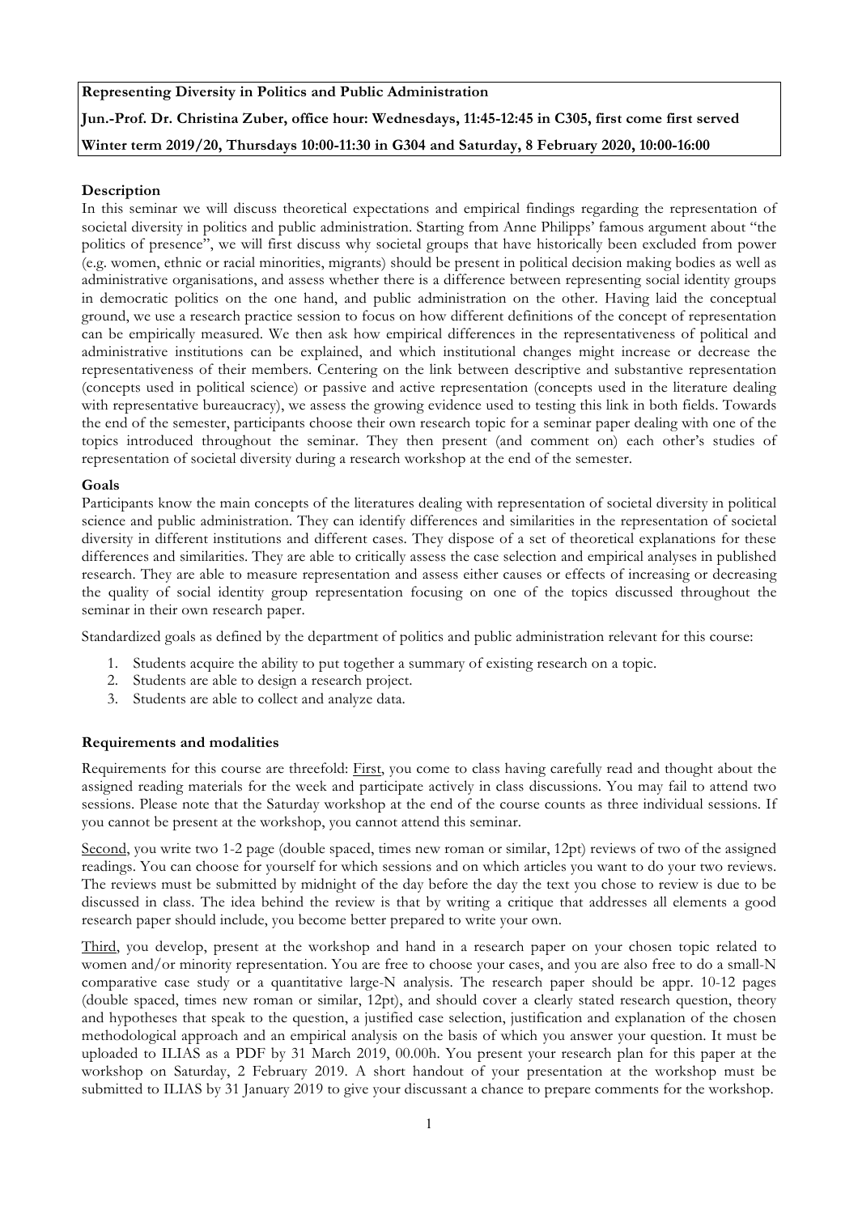**Representing Diversity in Politics and Public Administration**

**Jun.-Prof. Dr. Christina Zuber, office hour: Wednesdays, 11:45-12:45 in C305, first come first served**

**Winter term 2019/20, Thursdays 10:00-11:30 in G304 and Saturday, 8 February 2020, 10:00-16:00**

## Description

In this seminar we will discuss theoretical expectations and empirical findings regarding the representation of societal diversity in politics and public administration. Starting from Anne Philipps' famous argument about "the politics of presence", we will first discuss why societal groups that have historically been excluded from power (e.g. women, ethnic or racial minorities, migrants) should be present in political decision making bodies as well as administrative organisations, and assess whether there is a difference between representing social identity groups in democratic politics on the one hand, and public administration on the other. Having laid the conceptual ground, we use a research practice session to focus on how different definitions of the concept of representation can be empirically measured. We then ask how empirical differences in the representativeness of political and administrative institutions can be explained, and which institutional changes might increase or decrease the representativeness of their members. Centering on the link between descriptive and substantive representation (concepts used in political science) or passive and active representation (concepts used in the literature dealing with representative bureaucracy), we assess the growing evidence used to testing this link in both fields. Towards the end of the semester, participants choose their own research topic for a seminar paper dealing with one of the topics introduced throughout the seminar. They then present (and comment on) each other's studies of representation of societal diversity during a research workshop at the end of the semester.

## Goals

Participants know the main concepts of the literatures dealing with representation of societal diversity in political science and public administration. They can identify differences and similarities in the representation of societal diversity in different institutions and different cases. They dispose of a set of theoretical explanations for these differences and similarities. They are able to critically assess the case selection and empirical analyses in published research. They are able to measure representation and assess either causes or effects of increasing or decreasing the quality of social identity group representation focusing on one of the topics discussed throughout the seminar in their own research paper.

Standardized goals as defined by the department of politics and public administration relevant for this course:

1. Students acquire the ability to put together a summary of existing research on a topic.
2. Students are able to design a research project.
3. Students are able to collect and analyze data.

## Requirements and modalities

Requirements for this course are threefold: First, you come to class having carefully read and thought about the assigned reading materials for the week and participate actively in class discussions. You may fail to attend two sessions. Please note that the Saturday workshop at the end of the course counts as three individual sessions. If you cannot be present at the workshop, you cannot attend this seminar.

Second, you write two 1-2 page (double spaced, times new roman or similar, 12pt) reviews of two of the assigned readings. You can choose for yourself for which sessions and on which articles you want to do your two reviews. The reviews must be submitted by midnight of the day before the day the text you chose to review is due to be discussed in class. The idea behind the review is that by writing a critique that addresses all elements a good research paper should include, you become better prepared to write your own.

Third, you develop, present at the workshop and hand in a research paper on your chosen topic related to women and/or minority representation. You are free to choose your cases, and you are also free to do a small-N comparative case study or a quantitative large-N analysis. The research paper should be appr. 10-12 pages (double spaced, times new roman or similar, 12pt), and should cover a clearly stated research question, theory and hypotheses that speak to the question, a justified case selection, justification and explanation of the chosen methodological approach and an empirical analysis on the basis of which you answer your question. It must be uploaded to ILIAS as a PDF by 31 March 2019, 00.00h. You present your research plan for this paper at the workshop on Saturday, 2 February 2019. A short handout of your presentation at the workshop must be submitted to ILIAS by 31 January 2019 to give your discussant a chance to prepare comments for the workshop.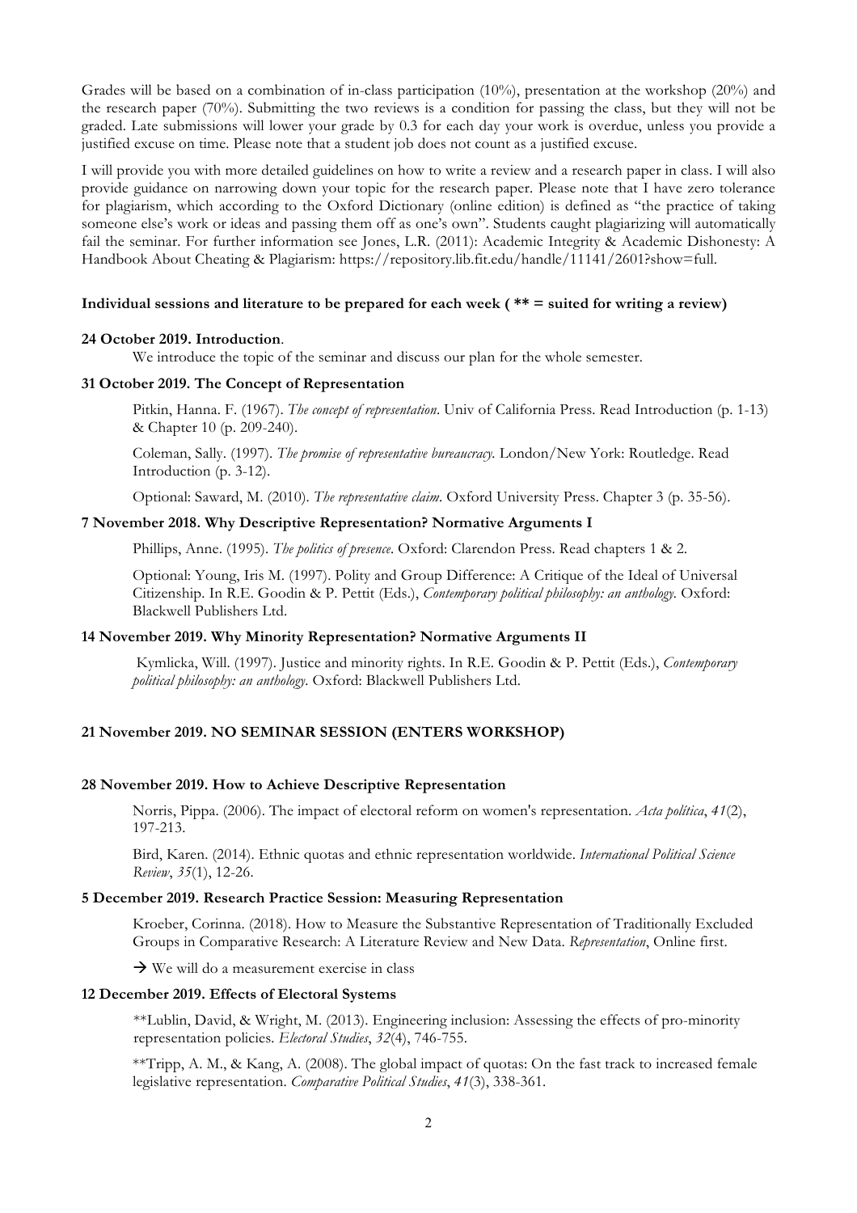Grades will be based on a combination of in-class participation (10%), presentation at the workshop (20%) and the research paper (70%). Submitting the two reviews is a condition for passing the class, but they will not be graded. Late submissions will lower your grade by 0.3 for each day your work is overdue, unless you provide a justified excuse on time. Please note that a student job does not count as a justified excuse.

I will provide you with more detailed guidelines on how to write a review and a research paper in class. I will also provide guidance on narrowing down your topic for the research paper. Please note that I have zero tolerance for plagiarism, which according to the Oxford Dictionary (online edition) is defined as "the practice of taking someone else's work or ideas and passing them off as one's own". Students caught plagiarizing will automatically fail the seminar. For further information see Jones, L.R. (2011): Academic Integrity & Academic Dishonesty: A Handbook About Cheating & Plagiarism: https://repository.lib.fit.edu/handle/11141/2601?show=full.

**Individual sessions and literature to be prepared for each week ( ** = suited for writing a review)**

**24 October 2019. Introduction**.

We introduce the topic of the seminar and discuss our plan for the whole semester.

**31 October 2019. The Concept of Representation**

Pitkin, Hanna. F. (1967). *The concept of representation*. Univ of California Press. Read Introduction (p. 1-13) & Chapter 10 (p. 209-240).

Coleman, Sally. (1997). *The promise of representative bureaucracy.* London/New York: Routledge. Read Introduction (p. 3-12).

Optional: Saward, M. (2010). *The representative claim*. Oxford University Press. Chapter 3 (p. 35-56).

**7 November 2018. Why Descriptive Representation? Normative Arguments I**

Phillips, Anne. (1995). *The politics of presence*. Oxford: Clarendon Press. Read chapters 1 & 2.

Optional: Young, Iris M. (1997). Polity and Group Difference: A Critique of the Ideal of Universal Citizenship. In R.E. Goodin & P. Pettit (Eds.), *Contemporary political philosophy: an anthology*. Oxford: Blackwell Publishers Ltd.

**14 November 2019. Why Minority Representation? Normative Arguments II**

Kymlicka, Will. (1997). Justice and minority rights. In R.E. Goodin & P. Pettit (Eds.), *Contemporary political philosophy: an anthology*. Oxford: Blackwell Publishers Ltd.

**21 November 2019. NO SEMINAR SESSION (ENTERS WORKSHOP)**

**28 November 2019. How to Achieve Descriptive Representation**

Norris, Pippa. (2006). The impact of electoral reform on women's representation. *Acta política*, *41*(2), 197-213.

Bird, Karen. (2014). Ethnic quotas and ethnic representation worldwide. *International Political Science Review*, *35*(1), 12-26.

**5 December 2019. Research Practice Session: Measuring Representation**

Kroeber, Corinna. (2018). How to Measure the Substantive Representation of Traditionally Excluded Groups in Comparative Research: A Literature Review and New Data. *Representation*, Online first.

→ We will do a measurement exercise in class

**12 December 2019. Effects of Electoral Systems**

**Lublin, David, & Wright, M. (2013). Engineering inclusion: Assessing the effects of pro-minority representation policies. *Electoral Studies*, *32*(4), 746-755.

**Tripp, A. M., & Kang, A. (2008). The global impact of quotas: On the fast track to increased female legislative representation. *Comparative Political Studies*, *41*(3), 338-361.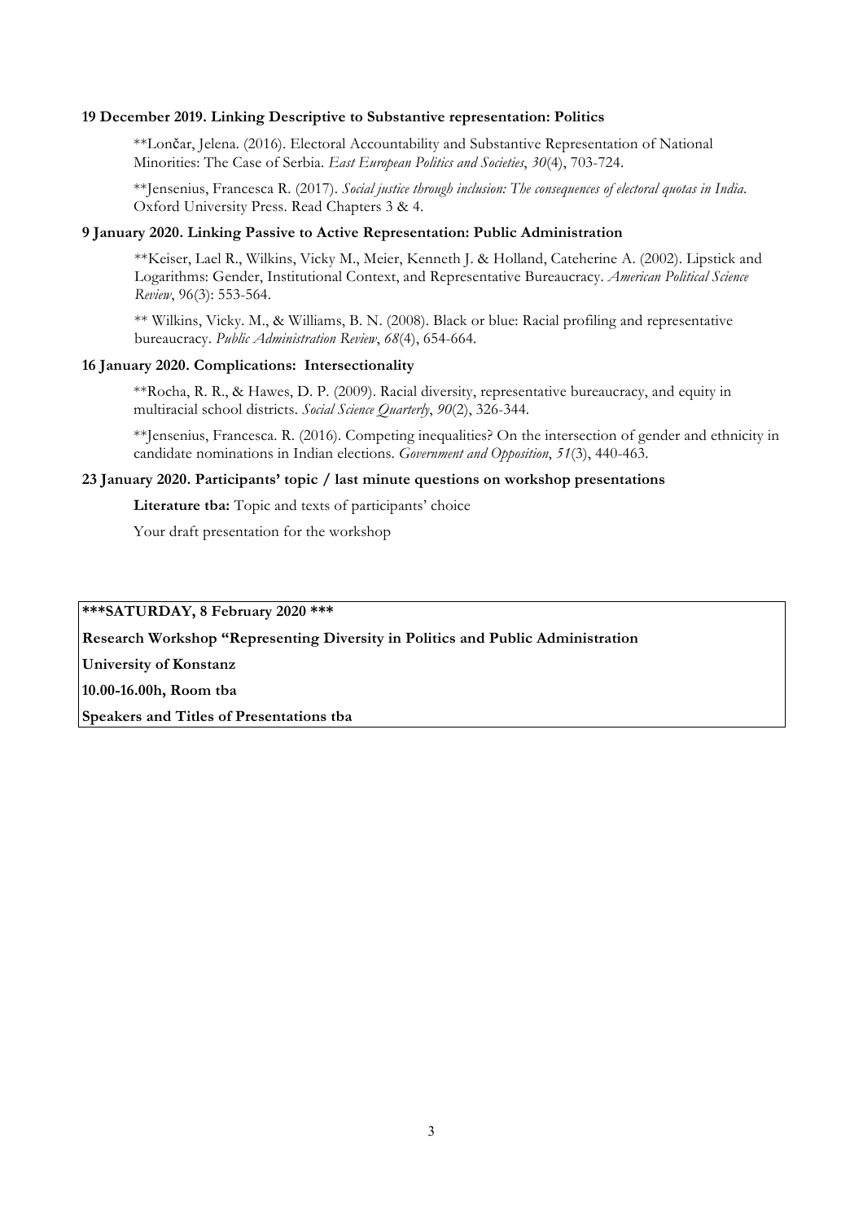**19 December 2019. Linking Descriptive to Substantive representation: Politics**

**Lončar, Jelena. (2016). Electoral Accountability and Substantive Representation of National Minorities: The Case of Serbia. *East European Politics and Societies*, *30*(4), 703-724.

**Jensenius, Francesca R. (2017). *Social justice through inclusion: The consequences of electoral quotas in India*. Oxford University Press. Read Chapters 3 & 4.

**9 January 2020. Linking Passive to Active Representation: Public Administration**

**Keiser, Lael R., Wilkins, Vicky M., Meier, Kenneth J. & Holland, Cateherine A. (2002). Lipstick and Logarithms: Gender, Institutional Context, and Representative Bureaucracy. *American Political Science Review*, 96(3): 553-564.

** Wilkins, Vicky. M., & Williams, B. N. (2008). Black or blue: Racial profiling and representative bureaucracy. *Public Administration Review*, *68*(4), 654-664.

**16 January 2020. Complications: Intersectionality**

**Rocha, R. R., & Hawes, D. P. (2009). Racial diversity, representative bureaucracy, and equity in multiracial school districts. *Social Science Quarterly*, *90*(2), 326-344.

**Jensenius, Francesca. R. (2016). Competing inequalities? On the intersection of gender and ethnicity in candidate nominations in Indian elections. *Government and Opposition*, *51*(3), 440-463.

**23 January 2020. Participants' topic / last minute questions on workshop presentations**

**Literature tba:** Topic and texts of participants' choice

Your draft presentation for the workshop

**\*\*\*SATURDAY, 8 February 2020 \*\*\***

**Research Workshop "Representing Diversity in Politics and Public Administration**

**University of Konstanz**

**10.00-16.00h, Room tba**

**Speakers and Titles of Presentations tba**